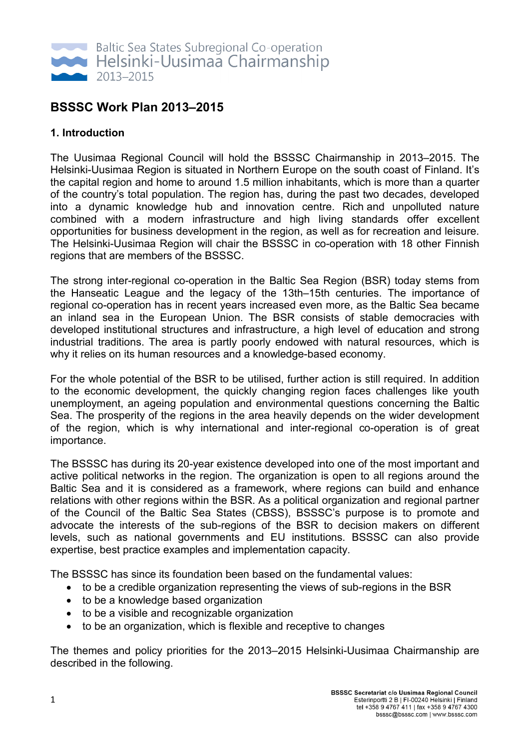Baltic Sea States Subregional Co-operation
Helsinki-Uusimaa Chairmanship
2013–2015

# BSSSC Work Plan 2013–2015

## 1. Introduction

The Uusimaa Regional Council will hold the BSSSC Chairmanship in 2013–2015. The Helsinki-Uusimaa Region is situated in Northern Europe on the south coast of Finland. It's the capital region and home to around 1.5 million inhabitants, which is more than a quarter of the country's total population. The region has, during the past two decades, developed into a dynamic knowledge hub and innovation centre. Rich and unpolluted nature combined with a modern infrastructure and high living standards offer excellent opportunities for business development in the region, as well as for recreation and leisure. The Helsinki-Uusimaa Region will chair the BSSSC in co-operation with 18 other Finnish regions that are members of the BSSSC.

The strong inter-regional co-operation in the Baltic Sea Region (BSR) today stems from the Hanseatic League and the legacy of the 13th–15th centuries. The importance of regional co-operation has in recent years increased even more, as the Baltic Sea became an inland sea in the European Union. The BSR consists of stable democracies with developed institutional structures and infrastructure, a high level of education and strong industrial traditions. The area is partly poorly endowed with natural resources, which is why it relies on its human resources and a knowledge-based economy.

For the whole potential of the BSR to be utilised, further action is still required. In addition to the economic development, the quickly changing region faces challenges like youth unemployment, an ageing population and environmental questions concerning the Baltic Sea. The prosperity of the regions in the area heavily depends on the wider development of the region, which is why international and inter-regional co-operation is of great importance.

The BSSSC has during its 20-year existence developed into one of the most important and active political networks in the region. The organization is open to all regions around the Baltic Sea and it is considered as a framework, where regions can build and enhance relations with other regions within the BSR. As a political organization and regional partner of the Council of the Baltic Sea States (CBSS), BSSSC's purpose is to promote and advocate the interests of the sub-regions of the BSR to decision makers on different levels, such as national governments and EU institutions. BSSSC can also provide expertise, best practice examples and implementation capacity.

The BSSSC has since its foundation been based on the fundamental values:

- to be a credible organization representing the views of sub-regions in the BSR
- to be a knowledge based organization
- to be a visible and recognizable organization
- to be an organization, which is flexible and receptive to changes

The themes and policy priorities for the 2013–2015 Helsinki-Uusimaa Chairmanship are described in the following.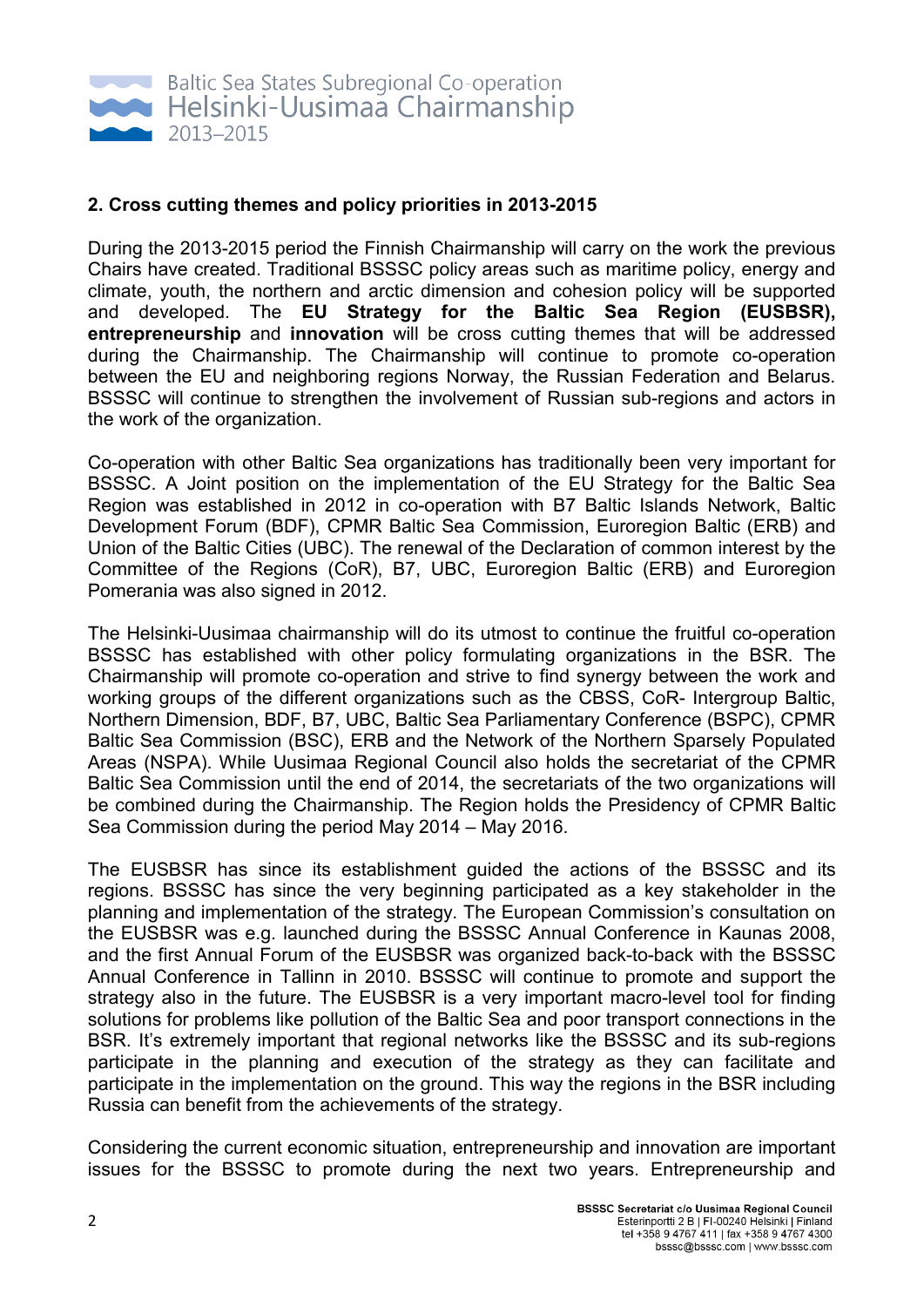## 2. Cross cutting themes and policy priorities in 2013-2015

During the 2013-2015 period the Finnish Chairmanship will carry on the work the previous Chairs have created. Traditional BSSSC policy areas such as maritime policy, energy and climate, youth, the northern and arctic dimension and cohesion policy will be supported and developed. The **EU Strategy for the Baltic Sea Region (EUSBSR), entrepreneurship** and **innovation** will be cross cutting themes that will be addressed during the Chairmanship. The Chairmanship will continue to promote co-operation between the EU and neighboring regions Norway, the Russian Federation and Belarus. BSSSC will continue to strengthen the involvement of Russian sub-regions and actors in the work of the organization.

Co-operation with other Baltic Sea organizations has traditionally been very important for BSSSC. A Joint position on the implementation of the EU Strategy for the Baltic Sea Region was established in 2012 in co-operation with B7 Baltic Islands Network, Baltic Development Forum (BDF), CPMR Baltic Sea Commission, Euroregion Baltic (ERB) and Union of the Baltic Cities (UBC). The renewal of the Declaration of common interest by the Committee of the Regions (CoR), B7, UBC, Euroregion Baltic (ERB) and Euroregion Pomerania was also signed in 2012.

The Helsinki-Uusimaa chairmanship will do its utmost to continue the fruitful co-operation BSSSC has established with other policy formulating organizations in the BSR. The Chairmanship will promote co-operation and strive to find synergy between the work and working groups of the different organizations such as the CBSS, CoR- Intergroup Baltic, Northern Dimension, BDF, B7, UBC, Baltic Sea Parliamentary Conference (BSPC), CPMR Baltic Sea Commission (BSC), ERB and the Network of the Northern Sparsely Populated Areas (NSPA). While Uusimaa Regional Council also holds the secretariat of the CPMR Baltic Sea Commission until the end of 2014, the secretariats of the two organizations will be combined during the Chairmanship. The Region holds the Presidency of CPMR Baltic Sea Commission during the period May 2014 – May 2016.

The EUSBSR has since its establishment guided the actions of the BSSSC and its regions. BSSSC has since the very beginning participated as a key stakeholder in the planning and implementation of the strategy. The European Commission's consultation on the EUSBSR was e.g. launched during the BSSSC Annual Conference in Kaunas 2008, and the first Annual Forum of the EUSBSR was organized back-to-back with the BSSSC Annual Conference in Tallinn in 2010. BSSSC will continue to promote and support the strategy also in the future. The EUSBSR is a very important macro-level tool for finding solutions for problems like pollution of the Baltic Sea and poor transport connections in the BSR. It's extremely important that regional networks like the BSSSC and its sub-regions participate in the planning and execution of the strategy as they can facilitate and participate in the implementation on the ground. This way the regions in the BSR including Russia can benefit from the achievements of the strategy.

Considering the current economic situation, entrepreneurship and innovation are important issues for the BSSSC to promote during the next two years. Entrepreneurship and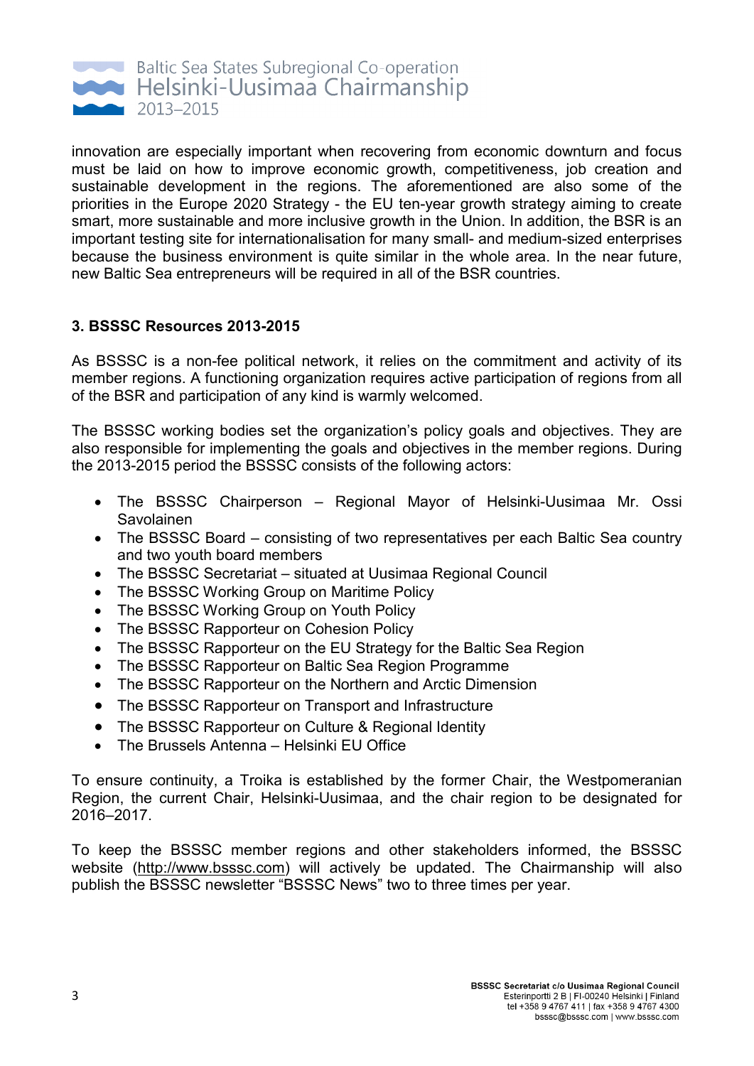innovation are especially important when recovering from economic downturn and focus must be laid on how to improve economic growth, competitiveness, job creation and sustainable development in the regions. The aforementioned are also some of the priorities in the Europe 2020 Strategy - the EU ten-year growth strategy aiming to create smart, more sustainable and more inclusive growth in the Union. In addition, the BSR is an important testing site for internationalisation for many small- and medium-sized enterprises because the business environment is quite similar in the whole area. In the near future, new Baltic Sea entrepreneurs will be required in all of the BSR countries.

### 3. BSSSC Resources 2013-2015

As BSSSC is a non-fee political network, it relies on the commitment and activity of its member regions. A functioning organization requires active participation of regions from all of the BSR and participation of any kind is warmly welcomed.

The BSSSC working bodies set the organization's policy goals and objectives. They are also responsible for implementing the goals and objectives in the member regions. During the 2013-2015 period the BSSSC consists of the following actors:

- The BSSSC Chairperson – Regional Mayor of Helsinki-Uusimaa Mr. Ossi Savolainen
- The BSSSC Board – consisting of two representatives per each Baltic Sea country and two youth board members
- The BSSSC Secretariat – situated at Uusimaa Regional Council
- The BSSSC Working Group on Maritime Policy
- The BSSSC Working Group on Youth Policy
- The BSSSC Rapporteur on Cohesion Policy
- The BSSSC Rapporteur on the EU Strategy for the Baltic Sea Region
- The BSSSC Rapporteur on Baltic Sea Region Programme
- The BSSSC Rapporteur on the Northern and Arctic Dimension
- The BSSSC Rapporteur on Transport and Infrastructure
- The BSSSC Rapporteur on Culture & Regional Identity
- The Brussels Antenna – Helsinki EU Office

To ensure continuity, a Troika is established by the former Chair, the Westpomeranian Region, the current Chair, Helsinki-Uusimaa, and the chair region to be designated for 2016–2017.

To keep the BSSSC member regions and other stakeholders informed, the BSSSC website (http://www.bsssc.com) will actively be updated. The Chairmanship will also publish the BSSSC newsletter "BSSSC News" two to three times per year.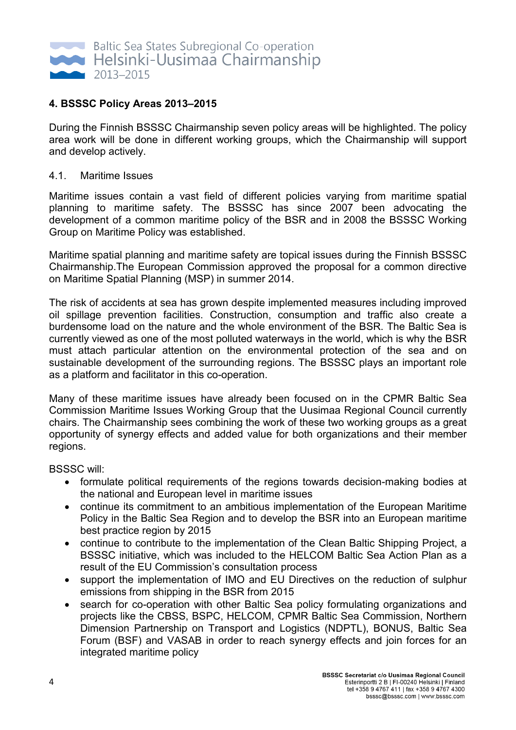## 4. BSSSC Policy Areas 2013–2015

During the Finnish BSSSC Chairmanship seven policy areas will be highlighted. The policy area work will be done in different working groups, which the Chairmanship will support and develop actively.

### 4.1. Maritime Issues

Maritime issues contain a vast field of different policies varying from maritime spatial planning to maritime safety. The BSSSC has since 2007 been advocating the development of a common maritime policy of the BSR and in 2008 the BSSSC Working Group on Maritime Policy was established.

Maritime spatial planning and maritime safety are topical issues during the Finnish BSSSC Chairmanship.The European Commission approved the proposal for a common directive on Maritime Spatial Planning (MSP) in summer 2014.

The risk of accidents at sea has grown despite implemented measures including improved oil spillage prevention facilities. Construction, consumption and traffic also create a burdensome load on the nature and the whole environment of the BSR. The Baltic Sea is currently viewed as one of the most polluted waterways in the world, which is why the BSR must attach particular attention on the environmental protection of the sea and on sustainable development of the surrounding regions. The BSSSC plays an important role as a platform and facilitator in this co-operation.

Many of these maritime issues have already been focused on in the CPMR Baltic Sea Commission Maritime Issues Working Group that the Uusimaa Regional Council currently chairs. The Chairmanship sees combining the work of these two working groups as a great opportunity of synergy effects and added value for both organizations and their member regions.

BSSSC will:

- formulate political requirements of the regions towards decision-making bodies at the national and European level in maritime issues
- continue its commitment to an ambitious implementation of the European Maritime Policy in the Baltic Sea Region and to develop the BSR into an European maritime best practice region by 2015
- continue to contribute to the implementation of the Clean Baltic Shipping Project, a BSSSC initiative, which was included to the HELCOM Baltic Sea Action Plan as a result of the EU Commission's consultation process
- support the implementation of IMO and EU Directives on the reduction of sulphur emissions from shipping in the BSR from 2015
- search for co-operation with other Baltic Sea policy formulating organizations and projects like the CBSS, BSPC, HELCOM, CPMR Baltic Sea Commission, Northern Dimension Partnership on Transport and Logistics (NDPTL), BONUS, Baltic Sea Forum (BSF) and VASAB in order to reach synergy effects and join forces for an integrated maritime policy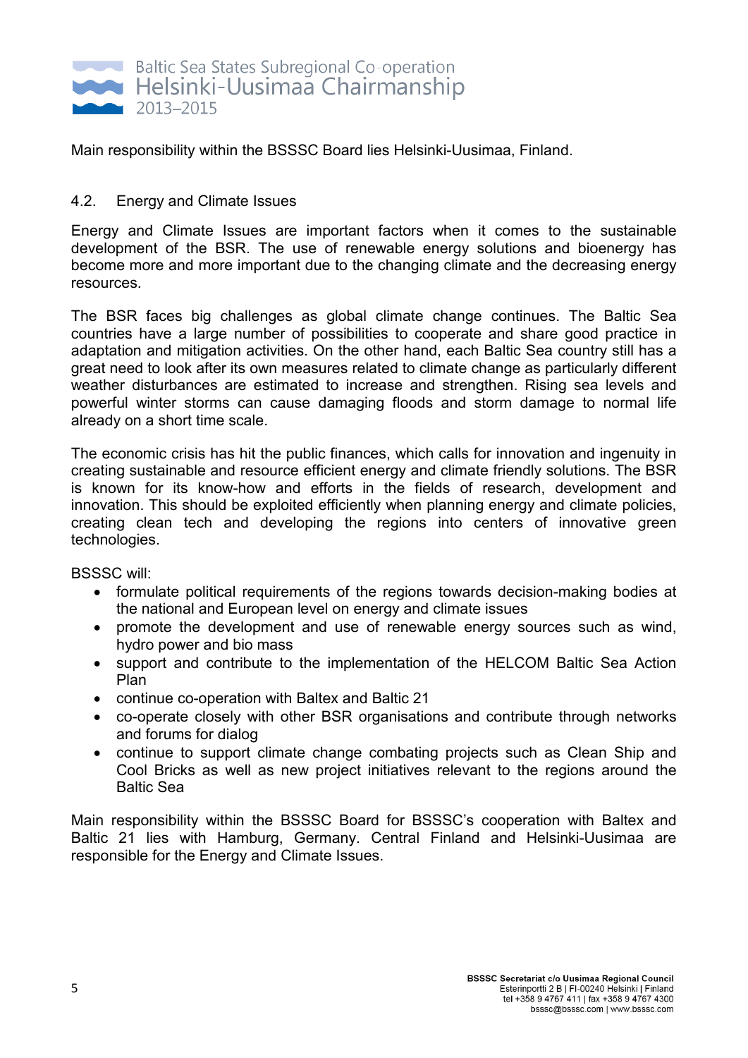Main responsibility within the BSSSC Board lies Helsinki-Uusimaa, Finland.

## 4.2. Energy and Climate Issues

Energy and Climate Issues are important factors when it comes to the sustainable development of the BSR. The use of renewable energy solutions and bioenergy has become more and more important due to the changing climate and the decreasing energy resources.

The BSR faces big challenges as global climate change continues. The Baltic Sea countries have a large number of possibilities to cooperate and share good practice in adaptation and mitigation activities. On the other hand, each Baltic Sea country still has a great need to look after its own measures related to climate change as particularly different weather disturbances are estimated to increase and strengthen. Rising sea levels and powerful winter storms can cause damaging floods and storm damage to normal life already on a short time scale.

The economic crisis has hit the public finances, which calls for innovation and ingenuity in creating sustainable and resource efficient energy and climate friendly solutions. The BSR is known for its know-how and efforts in the fields of research, development and innovation. This should be exploited efficiently when planning energy and climate policies, creating clean tech and developing the regions into centers of innovative green technologies.

BSSSC will:

- formulate political requirements of the regions towards decision-making bodies at the national and European level on energy and climate issues
- promote the development and use of renewable energy sources such as wind, hydro power and bio mass
- support and contribute to the implementation of the HELCOM Baltic Sea Action Plan
- continue co-operation with Baltex and Baltic 21
- co-operate closely with other BSR organisations and contribute through networks and forums for dialog
- continue to support climate change combating projects such as Clean Ship and Cool Bricks as well as new project initiatives relevant to the regions around the Baltic Sea

Main responsibility within the BSSSC Board for BSSSC's cooperation with Baltex and Baltic 21 lies with Hamburg, Germany. Central Finland and Helsinki-Uusimaa are responsible for the Energy and Climate Issues.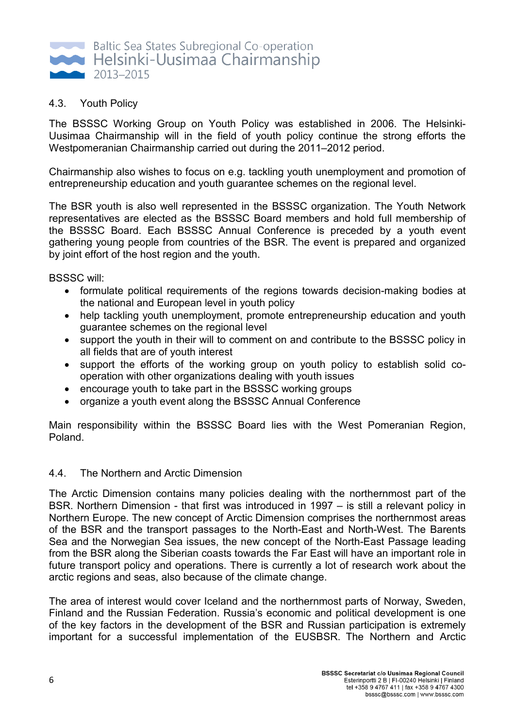## 4.3. Youth Policy

The BSSSC Working Group on Youth Policy was established in 2006. The Helsinki-Uusimaa Chairmanship will in the field of youth policy continue the strong efforts the Westpomeranian Chairmanship carried out during the 2011–2012 period.

Chairmanship also wishes to focus on e.g. tackling youth unemployment and promotion of entrepreneurship education and youth guarantee schemes on the regional level.

The BSR youth is also well represented in the BSSSC organization. The Youth Network representatives are elected as the BSSSC Board members and hold full membership of the BSSSC Board. Each BSSSC Annual Conference is preceded by a youth event gathering young people from countries of the BSR. The event is prepared and organized by joint effort of the host region and the youth.

BSSSC will:

- formulate political requirements of the regions towards decision-making bodies at the national and European level in youth policy
- help tackling youth unemployment, promote entrepreneurship education and youth guarantee schemes on the regional level
- support the youth in their will to comment on and contribute to the BSSSC policy in all fields that are of youth interest
- support the efforts of the working group on youth policy to establish solid co-operation with other organizations dealing with youth issues
- encourage youth to take part in the BSSSC working groups
- organize a youth event along the BSSSC Annual Conference

Main responsibility within the BSSSC Board lies with the West Pomeranian Region, Poland.

## 4.4. The Northern and Arctic Dimension

The Arctic Dimension contains many policies dealing with the northernmost part of the BSR. Northern Dimension - that first was introduced in 1997 – is still a relevant policy in Northern Europe. The new concept of Arctic Dimension comprises the northernmost areas of the BSR and the transport passages to the North-East and North-West. The Barents Sea and the Norwegian Sea issues, the new concept of the North-East Passage leading from the BSR along the Siberian coasts towards the Far East will have an important role in future transport policy and operations. There is currently a lot of research work about the arctic regions and seas, also because of the climate change.

The area of interest would cover Iceland and the northernmost parts of Norway, Sweden, Finland and the Russian Federation. Russia's economic and political development is one of the key factors in the development of the BSR and Russian participation is extremely important for a successful implementation of the EUSBSR. The Northern and Arctic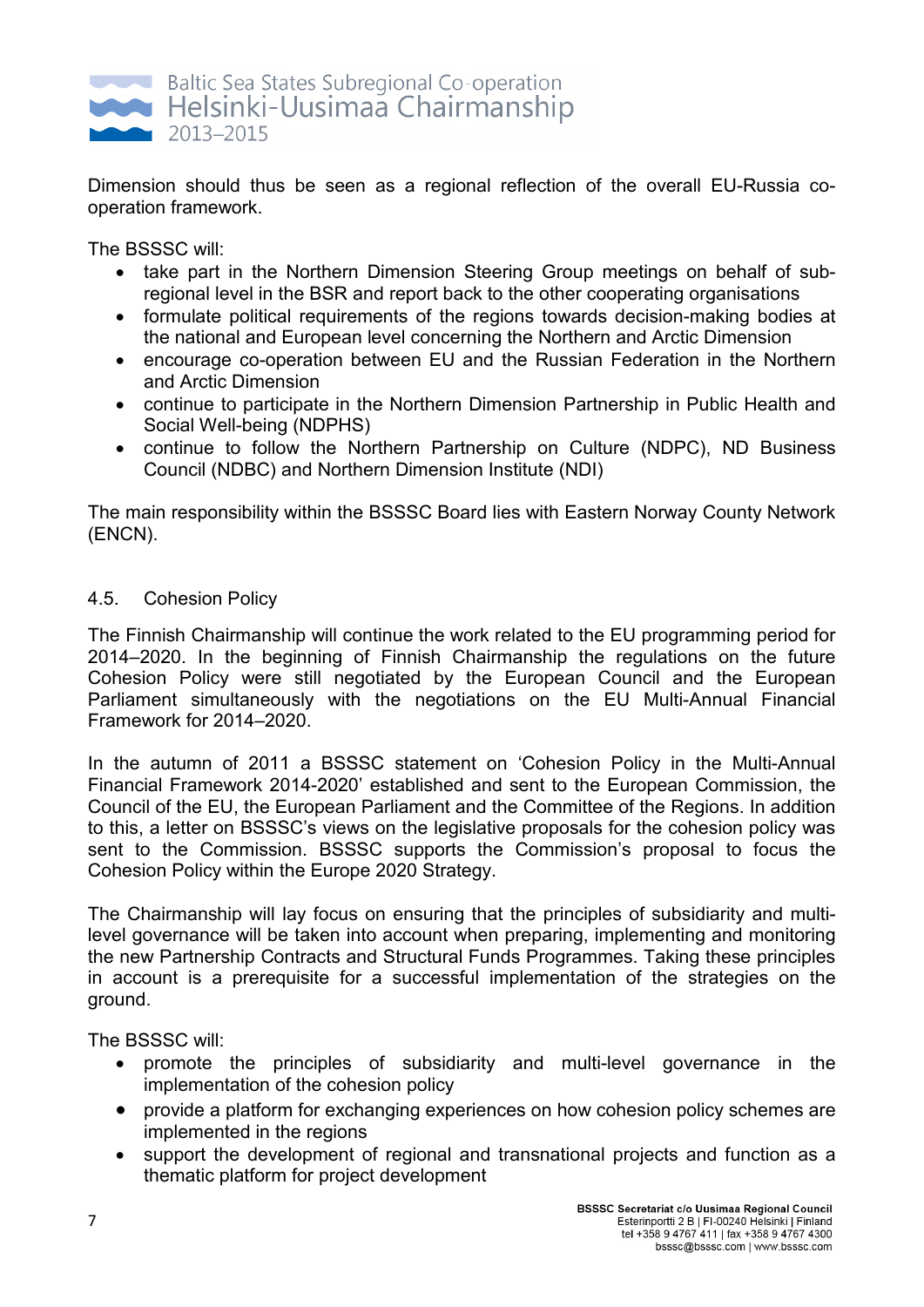Dimension should thus be seen as a regional reflection of the overall EU-Russia co-operation framework.

The BSSSC will:

- take part in the Northern Dimension Steering Group meetings on behalf of sub-regional level in the BSR and report back to the other cooperating organisations
- formulate political requirements of the regions towards decision-making bodies at the national and European level concerning the Northern and Arctic Dimension
- encourage co-operation between EU and the Russian Federation in the Northern and Arctic Dimension
- continue to participate in the Northern Dimension Partnership in Public Health and Social Well-being (NDPHS)
- continue to follow the Northern Partnership on Culture (NDPC), ND Business Council (NDBC) and Northern Dimension Institute (NDI)

The main responsibility within the BSSSC Board lies with Eastern Norway County Network (ENCN).

## 4.5. Cohesion Policy

The Finnish Chairmanship will continue the work related to the EU programming period for 2014–2020. In the beginning of Finnish Chairmanship the regulations on the future Cohesion Policy were still negotiated by the European Council and the European Parliament simultaneously with the negotiations on the EU Multi-Annual Financial Framework for 2014–2020.

In the autumn of 2011 a BSSSC statement on 'Cohesion Policy in the Multi-Annual Financial Framework 2014-2020' established and sent to the European Commission, the Council of the EU, the European Parliament and the Committee of the Regions. In addition to this, a letter on BSSSC's views on the legislative proposals for the cohesion policy was sent to the Commission. BSSSC supports the Commission's proposal to focus the Cohesion Policy within the Europe 2020 Strategy.

The Chairmanship will lay focus on ensuring that the principles of subsidiarity and multi-level governance will be taken into account when preparing, implementing and monitoring the new Partnership Contracts and Structural Funds Programmes. Taking these principles in account is a prerequisite for a successful implementation of the strategies on the ground.

The BSSSC will:

- promote the principles of subsidiarity and multi-level governance in the implementation of the cohesion policy
- provide a platform for exchanging experiences on how cohesion policy schemes are implemented in the regions
- support the development of regional and transnational projects and function as a thematic platform for project development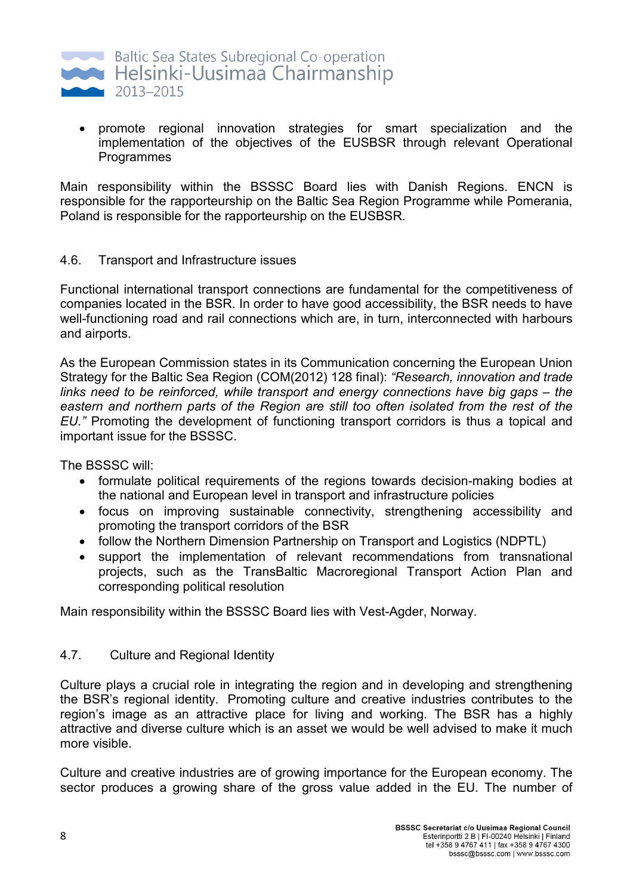- promote regional innovation strategies for smart specialization and the implementation of the objectives of the EUSBSR through relevant Operational Programmes

Main responsibility within the BSSSC Board lies with Danish Regions. ENCN is responsible for the rapporteurship on the Baltic Sea Region Programme while Pomerania, Poland is responsible for the rapporteurship on the EUSBSR.

## 4.6. Transport and Infrastructure issues

Functional international transport connections are fundamental for the competitiveness of companies located in the BSR. In order to have good accessibility, the BSR needs to have well-functioning road and rail connections which are, in turn, interconnected with harbours and airports.

As the European Commission states in its Communication concerning the European Union Strategy for the Baltic Sea Region (COM(2012) 128 final): *"Research, innovation and trade links need to be reinforced, while transport and energy connections have big gaps – the eastern and northern parts of the Region are still too often isolated from the rest of the EU."* Promoting the development of functioning transport corridors is thus a topical and important issue for the BSSSC.

The BSSSC will:

- formulate political requirements of the regions towards decision-making bodies at the national and European level in transport and infrastructure policies
- focus on improving sustainable connectivity, strengthening accessibility and promoting the transport corridors of the BSR
- follow the Northern Dimension Partnership on Transport and Logistics (NDPTL)
- support the implementation of relevant recommendations from transnational projects, such as the TransBaltic Macroregional Transport Action Plan and corresponding political resolution

Main responsibility within the BSSSC Board lies with Vest-Agder, Norway.

## 4.7. Culture and Regional Identity

Culture plays a crucial role in integrating the region and in developing and strengthening the BSR's regional identity. Promoting culture and creative industries contributes to the region's image as an attractive place for living and working. The BSR has a highly attractive and diverse culture which is an asset we would be well advised to make it much more visible.

Culture and creative industries are of growing importance for the European economy. The sector produces a growing share of the gross value added in the EU. The number of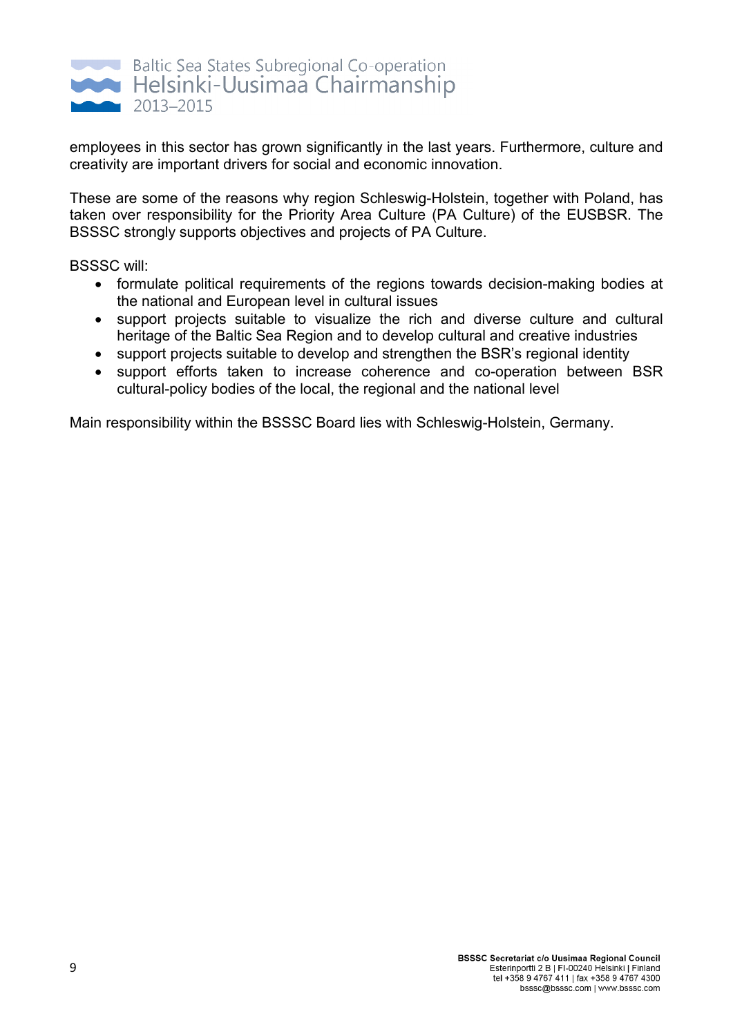employees in this sector has grown significantly in the last years. Furthermore, culture and creativity are important drivers for social and economic innovation.

These are some of the reasons why region Schleswig-Holstein, together with Poland, has taken over responsibility for the Priority Area Culture (PA Culture) of the EUSBSR. The BSSSC strongly supports objectives and projects of PA Culture.

BSSSC will:

- formulate political requirements of the regions towards decision-making bodies at the national and European level in cultural issues
- support projects suitable to visualize the rich and diverse culture and cultural heritage of the Baltic Sea Region and to develop cultural and creative industries
- support projects suitable to develop and strengthen the BSR's regional identity
- support efforts taken to increase coherence and co-operation between BSR cultural-policy bodies of the local, the regional and the national level

Main responsibility within the BSSSC Board lies with Schleswig-Holstein, Germany.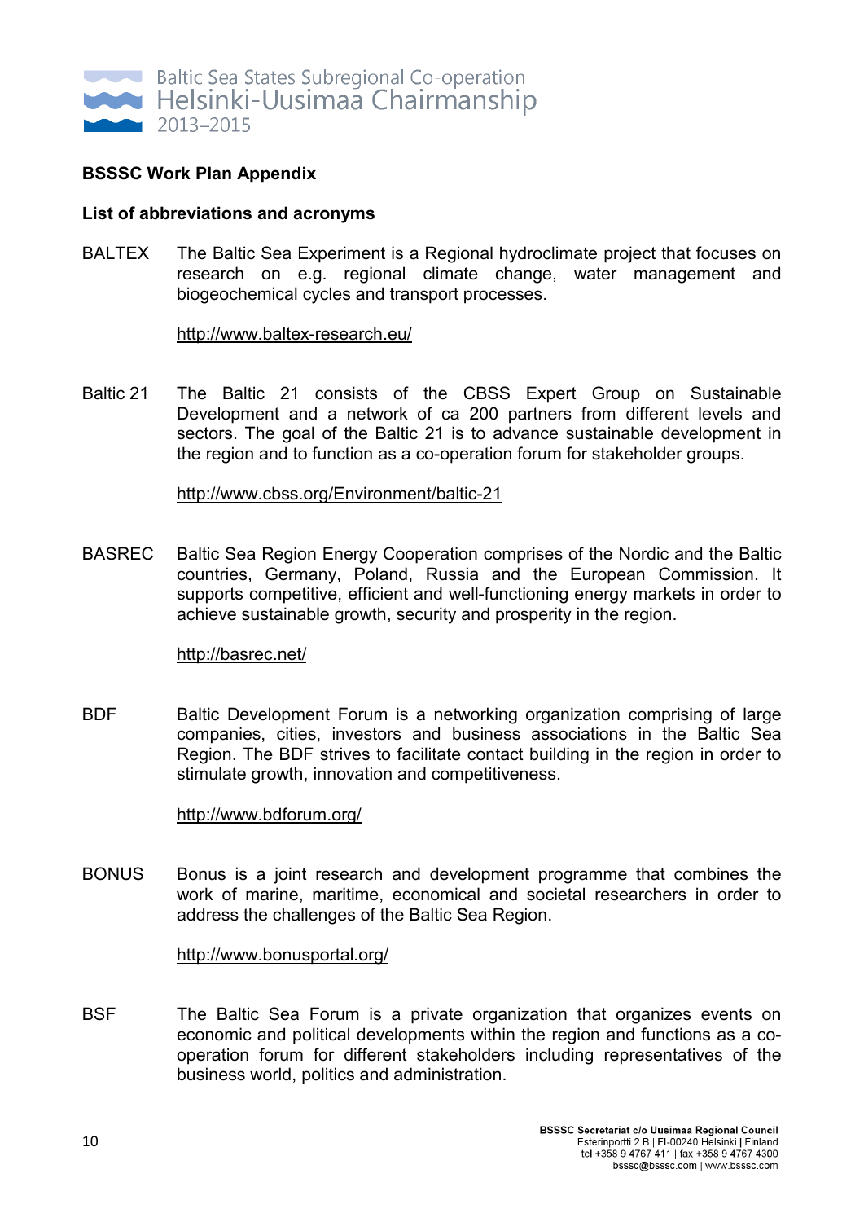**BSSSC Work Plan Appendix**

**List of abbreviations and acronyms**

BALTEX — The Baltic Sea Experiment is a Regional hydroclimate project that focuses on research on e.g. regional climate change, water management and biogeochemical cycles and transport processes.

http://www.baltex-research.eu/

Baltic 21 — The Baltic 21 consists of the CBSS Expert Group on Sustainable Development and a network of ca 200 partners from different levels and sectors. The goal of the Baltic 21 is to advance sustainable development in the region and to function as a co-operation forum for stakeholder groups.

http://www.cbss.org/Environment/baltic-21

BASREC — Baltic Sea Region Energy Cooperation comprises of the Nordic and the Baltic countries, Germany, Poland, Russia and the European Commission. It supports competitive, efficient and well-functioning energy markets in order to achieve sustainable growth, security and prosperity in the region.

http://basrec.net/

BDF — Baltic Development Forum is a networking organization comprising of large companies, cities, investors and business associations in the Baltic Sea Region. The BDF strives to facilitate contact building in the region in order to stimulate growth, innovation and competitiveness.

http://www.bdforum.org/

BONUS — Bonus is a joint research and development programme that combines the work of marine, maritime, economical and societal researchers in order to address the challenges of the Baltic Sea Region.

http://www.bonusportal.org/

BSF — The Baltic Sea Forum is a private organization that organizes events on economic and political developments within the region and functions as a co-operation forum for different stakeholders including representatives of the business world, politics and administration.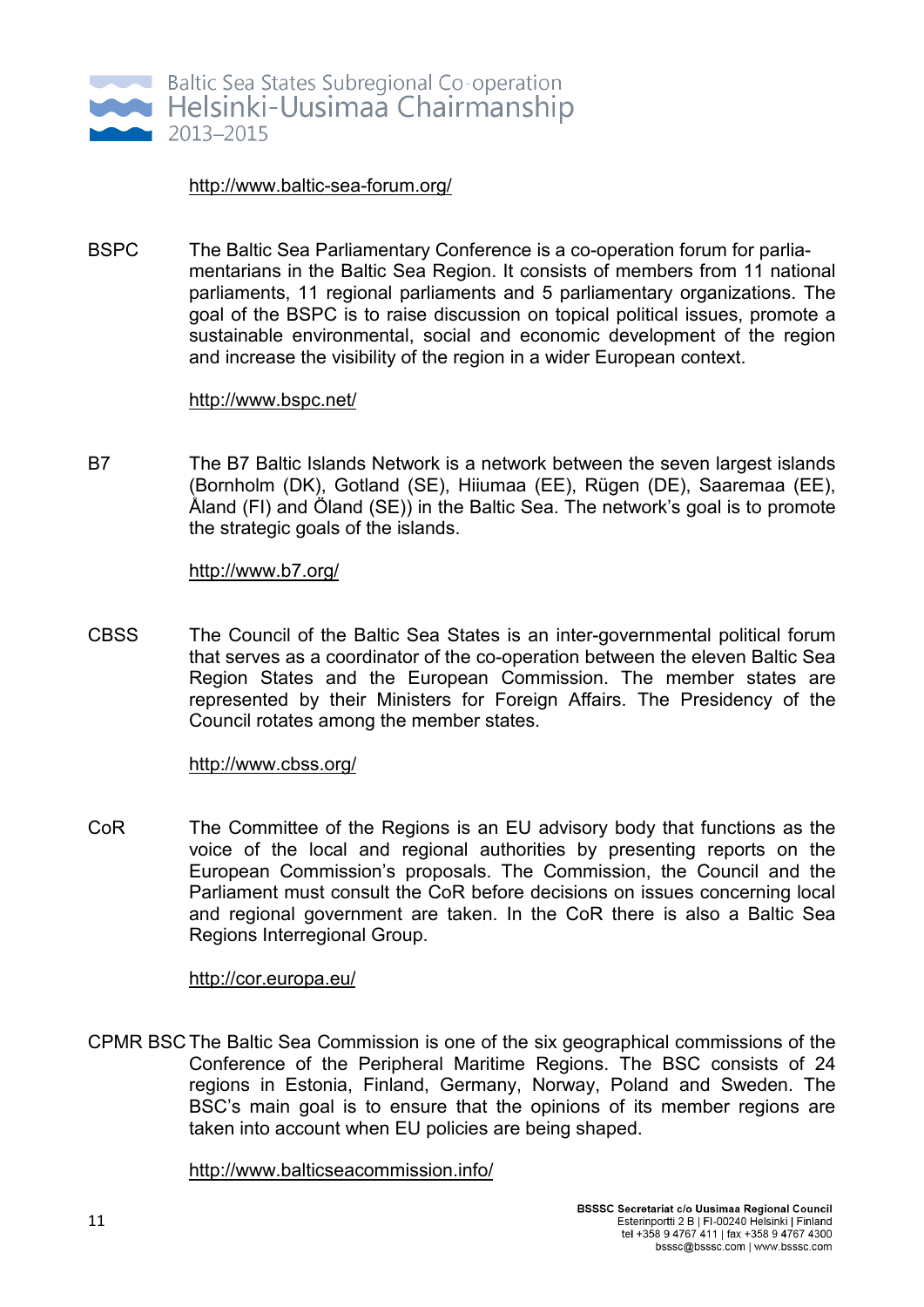http://www.baltic-sea-forum.org/

BSPC The Baltic Sea Parliamentary Conference is a co-operation forum for parliamentarians in the Baltic Sea Region. It consists of members from 11 national parliaments, 11 regional parliaments and 5 parliamentary organizations. The goal of the BSPC is to raise discussion on topical political issues, promote a sustainable environmental, social and economic development of the region and increase the visibility of the region in a wider European context.

http://www.bspc.net/

B7 The B7 Baltic Islands Network is a network between the seven largest islands (Bornholm (DK), Gotland (SE), Hiiumaa (EE), Rügen (DE), Saaremaa (EE), Åland (FI) and Öland (SE)) in the Baltic Sea. The network's goal is to promote the strategic goals of the islands.

http://www.b7.org/

CBSS The Council of the Baltic Sea States is an inter-governmental political forum that serves as a coordinator of the co-operation between the eleven Baltic Sea Region States and the European Commission. The member states are represented by their Ministers for Foreign Affairs. The Presidency of the Council rotates among the member states.

http://www.cbss.org/

CoR The Committee of the Regions is an EU advisory body that functions as the voice of the local and regional authorities by presenting reports on the European Commission's proposals. The Commission, the Council and the Parliament must consult the CoR before decisions on issues concerning local and regional government are taken. In the CoR there is also a Baltic Sea Regions Interregional Group.

http://cor.europa.eu/

CPMR BSC The Baltic Sea Commission is one of the six geographical commissions of the Conference of the Peripheral Maritime Regions. The BSC consists of 24 regions in Estonia, Finland, Germany, Norway, Poland and Sweden. The BSC's main goal is to ensure that the opinions of its member regions are taken into account when EU policies are being shaped.

http://www.balticseacommission.info/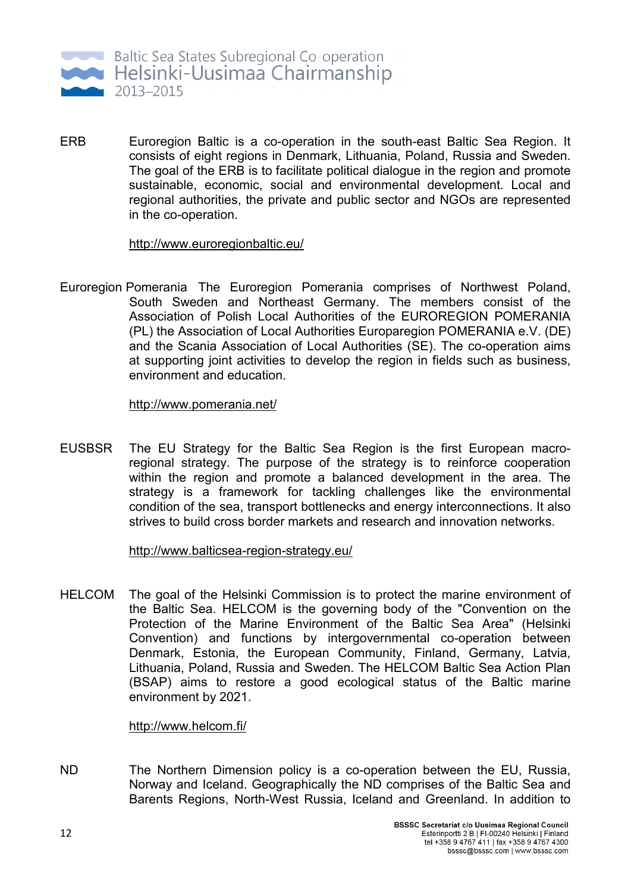**ERB** Euroregion Baltic is a co-operation in the south-east Baltic Sea Region. It consists of eight regions in Denmark, Lithuania, Poland, Russia and Sweden. The goal of the ERB is to facilitate political dialogue in the region and promote sustainable, economic, social and environmental development. Local and regional authorities, the private and public sector and NGOs are represented in the co-operation.

http://www.euroregionbaltic.eu/

**Euroregion Pomerania** The Euroregion Pomerania comprises of Northwest Poland, South Sweden and Northeast Germany. The members consist of the Association of Polish Local Authorities of the EUROREGION POMERANIA (PL) the Association of Local Authorities Europaregion POMERANIA e.V. (DE) and the Scania Association of Local Authorities (SE). The co-operation aims at supporting joint activities to develop the region in fields such as business, environment and education.

http://www.pomerania.net/

**EUSBSR** The EU Strategy for the Baltic Sea Region is the first European macro-regional strategy. The purpose of the strategy is to reinforce cooperation within the region and promote a balanced development in the area. The strategy is a framework for tackling challenges like the environmental condition of the sea, transport bottlenecks and energy interconnections. It also strives to build cross border markets and research and innovation networks.

http://www.balticsea-region-strategy.eu/

**HELCOM** The goal of the Helsinki Commission is to protect the marine environment of the Baltic Sea. HELCOM is the governing body of the "Convention on the Protection of the Marine Environment of the Baltic Sea Area" (Helsinki Convention) and functions by intergovernmental co-operation between Denmark, Estonia, the European Community, Finland, Germany, Latvia, Lithuania, Poland, Russia and Sweden. The HELCOM Baltic Sea Action Plan (BSAP) aims to restore a good ecological status of the Baltic marine environment by 2021.

http://www.helcom.fi/

**ND** The Northern Dimension policy is a co-operation between the EU, Russia, Norway and Iceland. Geographically the ND comprises of the Baltic Sea and Barents Regions, North-West Russia, Iceland and Greenland. In addition to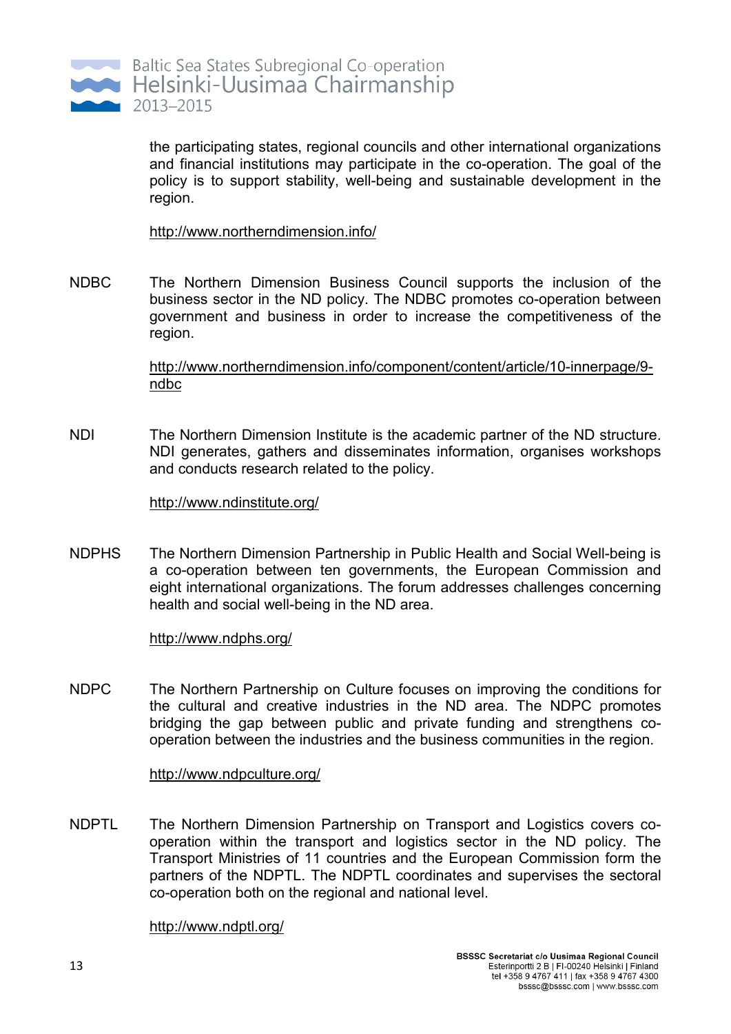the participating states, regional councils and other international organizations and financial institutions may participate in the co-operation. The goal of the policy is to support stability, well-being and sustainable development in the region.

http://www.northerndimension.info/

**NDBC** The Northern Dimension Business Council supports the inclusion of the business sector in the ND policy. The NDBC promotes co-operation between government and business in order to increase the competitiveness of the region.

http://www.northerndimension.info/component/content/article/10-innerpage/9-ndbc

**NDI** The Northern Dimension Institute is the academic partner of the ND structure. NDI generates, gathers and disseminates information, organises workshops and conducts research related to the policy.

http://www.ndinstitute.org/

**NDPHS** The Northern Dimension Partnership in Public Health and Social Well-being is a co-operation between ten governments, the European Commission and eight international organizations. The forum addresses challenges concerning health and social well-being in the ND area.

http://www.ndphs.org/

**NDPC** The Northern Partnership on Culture focuses on improving the conditions for the cultural and creative industries in the ND area. The NDPC promotes bridging the gap between public and private funding and strengthens co-operation between the industries and the business communities in the region.

http://www.ndpculture.org/

**NDPTL** The Northern Dimension Partnership on Transport and Logistics covers co-operation within the transport and logistics sector in the ND policy. The Transport Ministries of 11 countries and the European Commission form the partners of the NDPTL. The NDPTL coordinates and supervises the sectoral co-operation both on the regional and national level.

http://www.ndptl.org/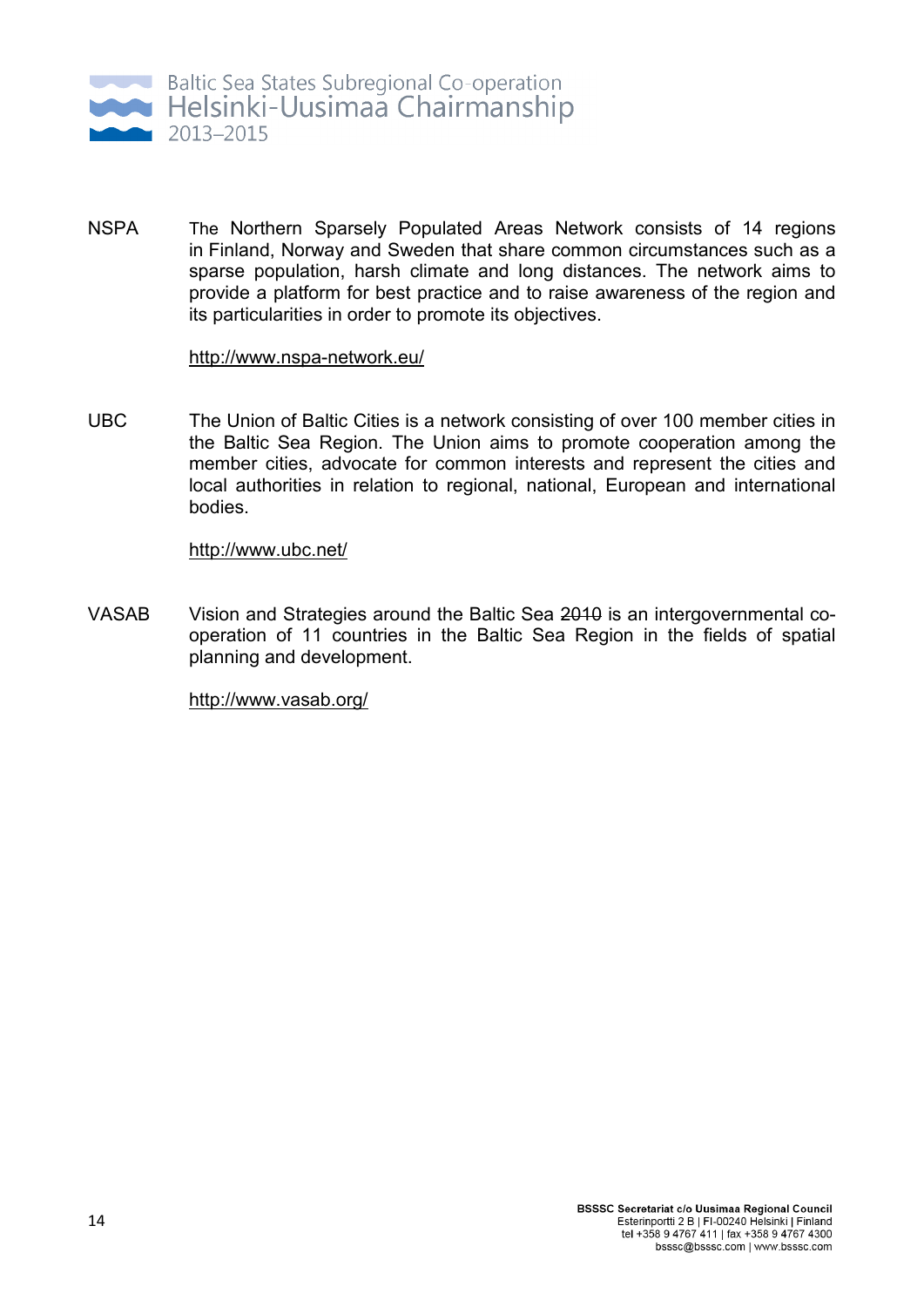NSPA The Northern Sparsely Populated Areas Network consists of 14 regions in Finland, Norway and Sweden that share common circumstances such as a sparse population, harsh climate and long distances. The network aims to provide a platform for best practice and to raise awareness of the region and its particularities in order to promote its objectives.

http://www.nspa-network.eu/

UBC The Union of Baltic Cities is a network consisting of over 100 member cities in the Baltic Sea Region. The Union aims to promote cooperation among the member cities, advocate for common interests and represent the cities and local authorities in relation to regional, national, European and international bodies.

http://www.ubc.net/

VASAB Vision and Strategies around the Baltic Sea ~~2010~~ is an intergovernmental co-operation of 11 countries in the Baltic Sea Region in the fields of spatial planning and development.

http://www.vasab.org/